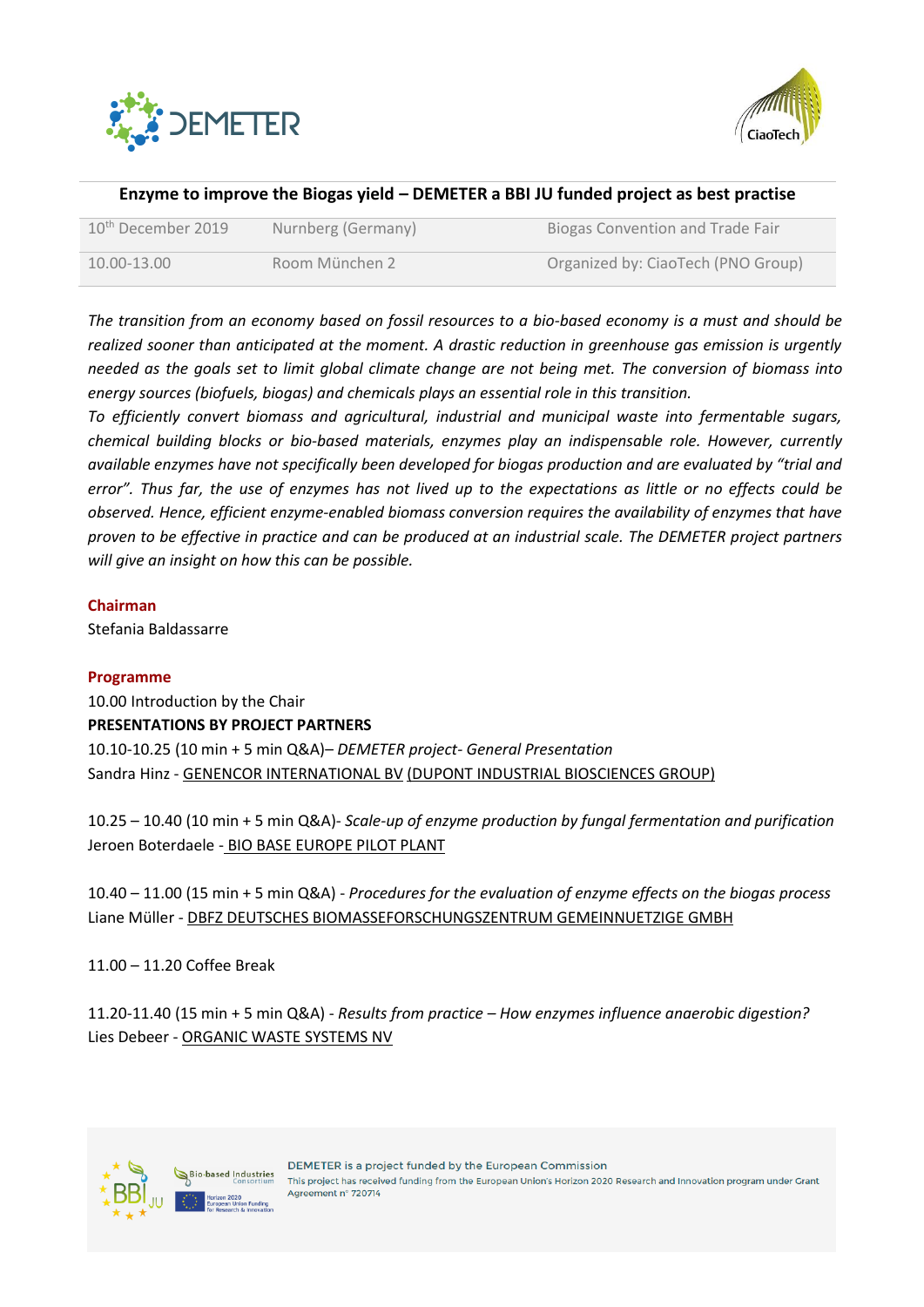## Enzyme to improve the Biogas yield – DEMETER a BBI JU funded project as best practise

| 10th December 2019 | Nurnberg (Germany) | Biogas Convention and Trade Fair |
|---|---|---|
| 10.00-13.00 | Room München 2 | Organized by: CiaoTech (PNO Group) |

*The transition from an economy based on fossil resources to a bio-based economy is a must and should be realized sooner than anticipated at the moment. A drastic reduction in greenhouse gas emission is urgently needed as the goals set to limit global climate change are not being met. The conversion of biomass into energy sources (biofuels, biogas) and chemicals plays an essential role in this transition.*
*To efficiently convert biomass and agricultural, industrial and municipal waste into fermentable sugars, chemical building blocks or bio-based materials, enzymes play an indispensable role. However, currently available enzymes have not specifically been developed for biogas production and are evaluated by "trial and error". Thus far, the use of enzymes has not lived up to the expectations as little or no effects could be observed. Hence, efficient enzyme-enabled biomass conversion requires the availability of enzymes that have proven to be effective in practice and can be produced at an industrial scale. The DEMETER project partners will give an insight on how this can be possible.*

**Chairman**

Stefania Baldassarre

**Programme**

10.00 Introduction by the Chair

**PRESENTATIONS BY PROJECT PARTNERS**

10.10-10.25 (10 min + 5 min Q&A)– *DEMETER project- General Presentation*
Sandra Hinz - GENENCOR INTERNATIONAL BV (DUPONT INDUSTRIAL BIOSCIENCES GROUP)

10.25 – 10.40 (10 min + 5 min Q&A)- *Scale-up of enzyme production by fungal fermentation and purification*
Jeroen Boterdaele - BIO BASE EUROPE PILOT PLANT

10.40 – 11.00 (15 min + 5 min Q&A) - *Procedures for the evaluation of enzyme effects on the biogas process*
Liane Müller - DBFZ DEUTSCHES BIOMASSEFORSCHUNGSZENTRUM GEMEINNUETZIGE GMBH

11.00 – 11.20 Coffee Break

11.20-11.40 (15 min + 5 min Q&A) - *Results from practice – How enzymes influence anaerobic digestion?*
Lies Debeer - ORGANIC WASTE SYSTEMS NV

DEMETER is a project funded by the European Commission
This project has received funding from the European Union's Horizon 2020 Research and Innovation program under Grant Agreement n° 720714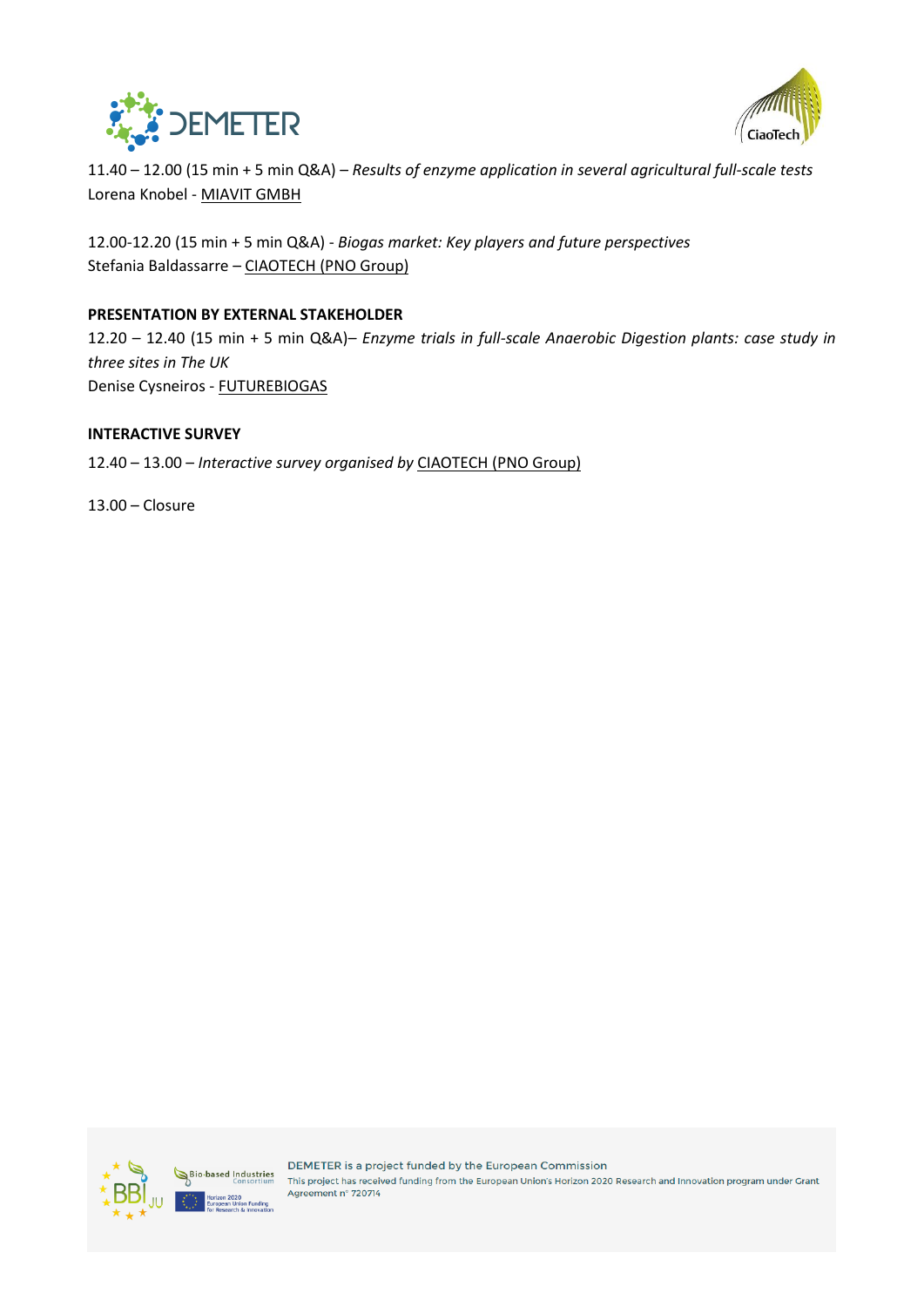11.40 – 12.00 (15 min + 5 min Q&A) – *Results of enzyme application in several agricultural full-scale tests*
Lorena Knobel - MIAVIT GMBH

12.00-12.20 (15 min + 5 min Q&A) - *Biogas market: Key players and future perspectives*
Stefania Baldassarre – CIAOTECH (PNO Group)

**PRESENTATION BY EXTERNAL STAKEHOLDER**

12.20 – 12.40 (15 min + 5 min Q&A)– *Enzyme trials in full-scale Anaerobic Digestion plants: case study in three sites in The UK*
Denise Cysneiros - FUTUREBIOGAS

**INTERACTIVE SURVEY**

12.40 – 13.00 – *Interactive survey organised by* CIAOTECH (PNO Group)

13.00 – Closure

DEMETER is a project funded by the European Commission
This project has received funding from the European Union's Horizon 2020 Research and Innovation program under Grant Agreement n° 720714